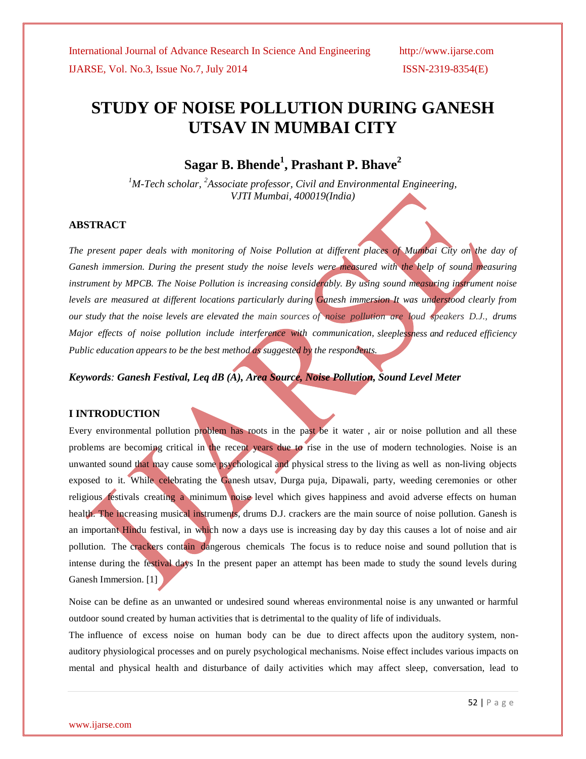# STUDY OF NOISE POLLUTION DURING GANESH UTSAV IN MUMBAI CITY

## Sagar B. Bhende[1], Prashant P. Bhave[2]

*[1]M-Tech scholar, [2]Associate professor, Civil and Environmental Engineering, VJTI Mumbai, 400019(India)*

### ABSTRACT

*The present paper deals with monitoring of Noise Pollution at different places of Mumbai City on the day of Ganesh immersion. During the present study the noise levels were measured with the help of sound measuring instrument by MPCB. The Noise Pollution is increasing considerably. By using sound measuring instrument noise levels are measured at different locations particularly during Ganesh immersion It was understood clearly from our study that the noise levels are elevated the main sources of noise pollution are loud speakers D.J., drums Major effects of noise pollution include interference with communication, sleeplessness and reduced efficiency Public education appears to be the best method as suggested by the respondents.*

***Keywords**: Ganesh Festival, Leq dB (A), Area Source, Noise Pollution, Sound Level Meter*

### I INTRODUCTION

Every environmental pollution problem has roots in the past be it water , air or noise pollution and all these problems are becoming critical in the recent years due to rise in the use of modern technologies. Noise is an unwanted sound that may cause some psychological and physical stress to the living as well as non-living objects exposed to it. While celebrating the Ganesh utsav, Durga puja, Dipawali, party, weeding ceremonies or other religious festivals creating a minimum noise level which gives happiness and avoid adverse effects on human health. The increasing musical instruments, drums D.J. crackers are the main source of noise pollution. Ganesh is an important Hindu festival, in which now a days use is increasing day by day this causes a lot of noise and air pollution. The crackers contain dangerous chemicals The focus is to reduce noise and sound pollution that is intense during the festival days In the present paper an attempt has been made to study the sound levels during Ganesh Immersion. [1]

Noise can be define as an unwanted or undesired sound whereas environmental noise is any unwanted or harmful outdoor sound created by human activities that is detrimental to the quality of life of individuals.

The influence of excess noise on human body can be due to direct affects upon the auditory system, non-auditory physiological processes and on purely psychological mechanisms. Noise effect includes various impacts on mental and physical health and disturbance of daily activities which may affect sleep, conversation, lead to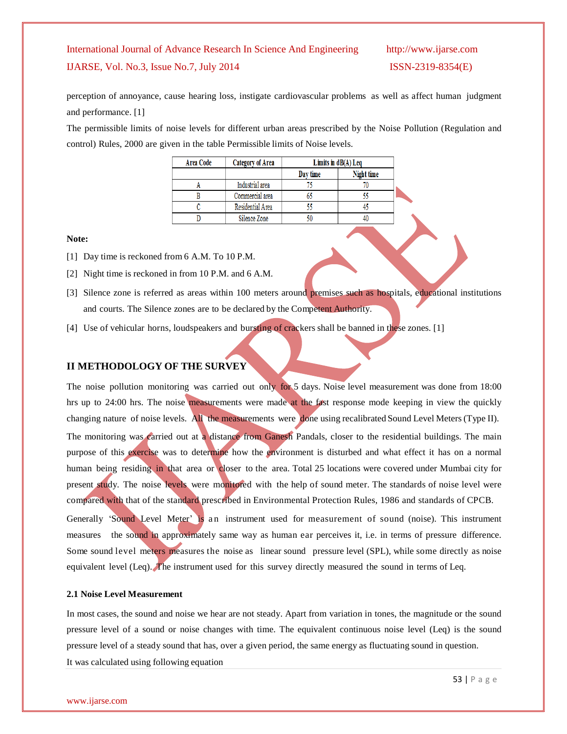perception of annoyance, cause hearing loss, instigate cardiovascular problems as well as affect human judgment and performance. [1]

The permissible limits of noise levels for different urban areas prescribed by the Noise Pollution (Regulation and control) Rules, 2000 are given in the table Permissible limits of Noise levels.

| Area Code | Category of Area | Limits in dB(A) Leq | |
|---|---|---|---|
| | | Day time | Night time |
| A | Industrial area | 75 | 70 |
| B | Commercial area | 65 | 55 |
| C | Residential Area | 55 | 45 |
| D | Silence Zone | 50 | 40 |

**Note:**

[1] Day time is reckoned from 6 A.M. To 10 P.M.

[2] Night time is reckoned in from 10 P.M. and 6 A.M.

[3] Silence zone is referred as areas within 100 meters around premises such as hospitals, educational institutions and courts. The Silence zones are to be declared by the Competent Authority.

[4] Use of vehicular horns, loudspeakers and bursting of crackers shall be banned in these zones. [1]

## II METHODOLOGY OF THE SURVEY

The noise pollution monitoring was carried out only for 5 days. Noise level measurement was done from 18:00 hrs up to 24:00 hrs. The noise measurements were made at the fast response mode keeping in view the quickly changing nature of noise levels. All the measurements were done using recalibrated Sound Level Meters (Type II).

The monitoring was carried out at a distance from Ganesh Pandals, closer to the residential buildings. The main purpose of this exercise was to determine how the environment is disturbed and what effect it has on a normal human being residing in that area or closer to the area. Total 25 locations were covered under Mumbai city for present study. The noise levels were monitored with the help of sound meter. The standards of noise level were compared with that of the standard prescribed in Environmental Protection Rules, 1986 and standards of CPCB.

Generally 'Sound Level Meter' is an instrument used for measurement of sound (noise). This instrument measures the sound in approximately same way as human ear perceives it, i.e. in terms of pressure difference. Some sound level meters measures the noise as linear sound pressure level (SPL), while some directly as noise equivalent level (Leq). The instrument used for this survey directly measured the sound in terms of Leq.

### 2.1 Noise Level Measurement

In most cases, the sound and noise we hear are not steady. Apart from variation in tones, the magnitude or the sound pressure level of a sound or noise changes with time. The equivalent continuous noise level (Leq) is the sound pressure level of a steady sound that has, over a given period, the same energy as fluctuating sound in question.

It was calculated using following equation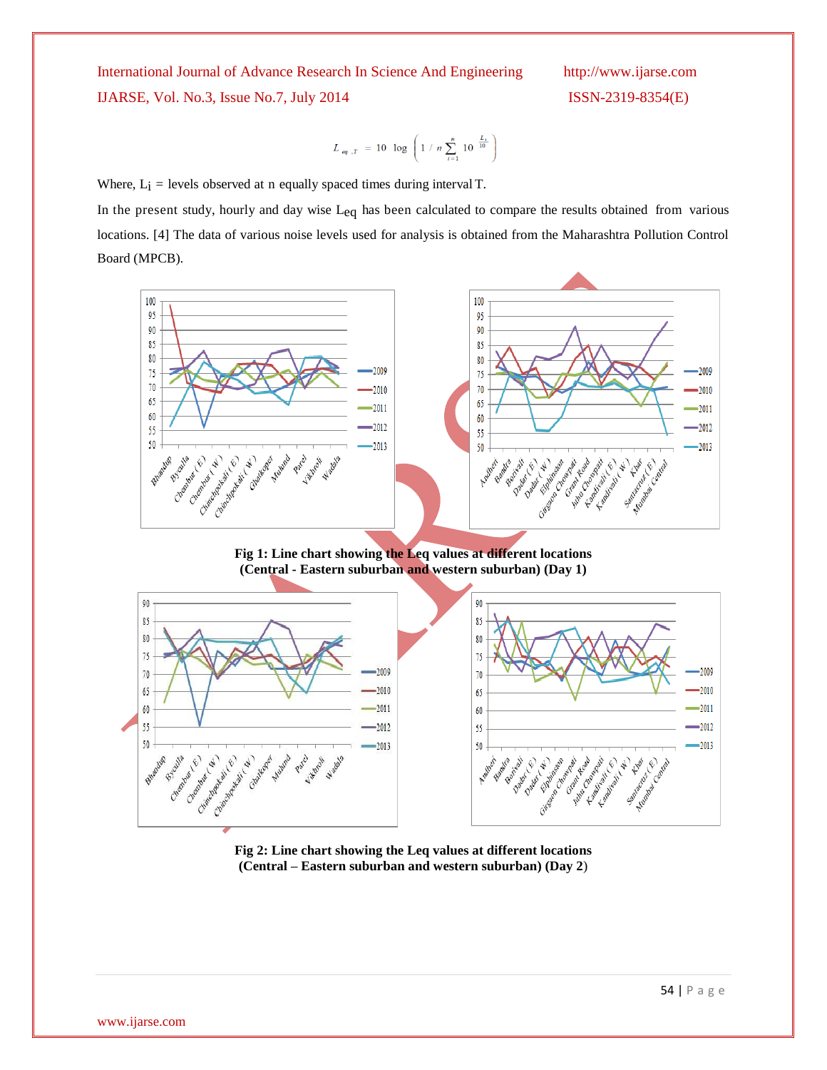$$L_{eq,T} = 10 \log \left( 1/n \sum_{i=1}^{n} 10^{\frac{L_i}{10}} \right)$$

Where, $L_i$ = levels observed at n equally spaced times during interval T.

In the present study, hourly and day wise $L_{eq}$ has been calculated to compare the results obtained from various locations. [4] The data of various noise levels used for analysis is obtained from the Maharashtra Pollution Control Board (MPCB).

**Fig 1: Line chart showing the Leq values at different locations (Central - Eastern suburban and western suburban) (Day 1)**

**Fig 2: Line chart showing the Leq values at different locations (Central – Eastern suburban and western suburban) (Day 2)**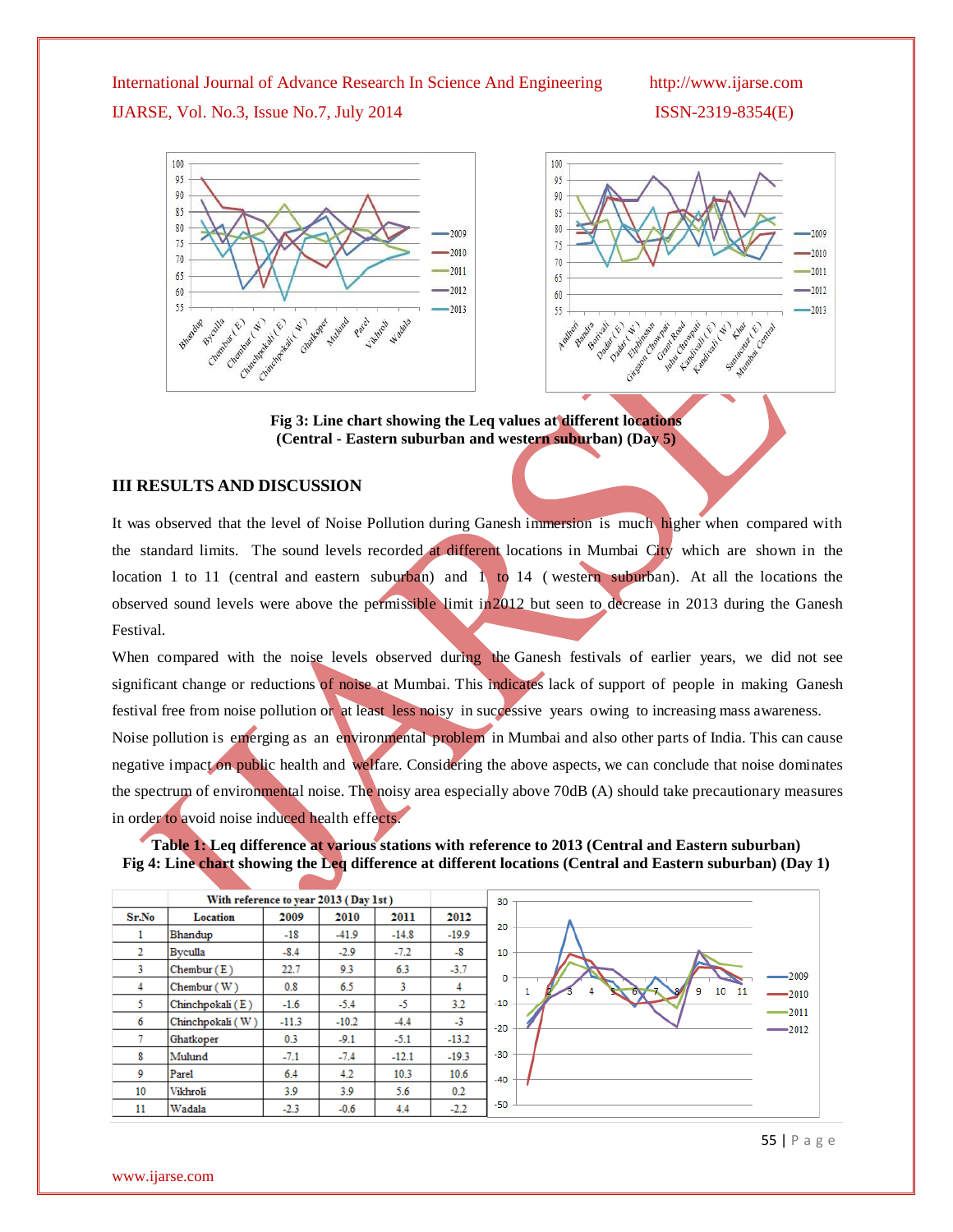Fig 3: **Line chart showing the Leq values at different locations (Central - Eastern suburban and western suburban) (Day 5)**

## III RESULTS AND DISCUSSION

It was observed that the level of Noise Pollution during Ganesh immersion is much higher when compared with the standard limits. The sound levels recorded at different locations in Mumbai City which are shown in the location 1 to 11 (central and eastern suburban) and 1 to 14 ( western suburban). At all the locations the observed sound levels were above the permissible limit in2012 but seen to decrease in 2013 during the Ganesh Festival.

When compared with the noise levels observed during the Ganesh festivals of earlier years, we did not see significant change or reductions of noise at Mumbai. This indicates lack of support of people in making Ganesh festival free from noise pollution or at least less noisy in successive years owing to increasing mass awareness.

Noise pollution is emerging as an environmental problem in Mumbai and also other parts of India. This can cause negative impact on public health and welfare. Considering the above aspects, we can conclude that noise dominates the spectrum of environmental noise. The noisy area especially above 70dB (A) should take precautionary measures in order to avoid noise induced health effects.

**Table 1: Leq difference at various stations with reference to 2013 (Central and Eastern suburban)**

**Fig 4: Line chart showing the Leq difference at different locations (Central and Eastern suburban) (Day 1)**

| | | With reference to year 2013 ( Day 1st ) | | | |
|---|---|---|---|---|---|
| Sr.No | Location | 2009 | 2010 | 2011 | 2012 |
| 1 | Bhandup | -18 | -41.9 | -14.8 | -19.9 |
| 2 | Byculla | -8.4 | -2.9 | -7.2 | -8 |
| 3 | Chembur ( E ) | 22.7 | 9.3 | 6.3 | -3.7 |
| 4 | Chembur ( W ) | 0.8 | 6.5 | 3 | 4 |
| 5 | Chinchpokali ( E ) | -1.6 | -5.4 | -5 | 3.2 |
| 6 | Chinchpokali ( W ) | -11.3 | -10.2 | -4.4 | -3 |
| 7 | Ghatkoper | 0.3 | -9.1 | -5.1 | -13.2 |
| 8 | Mulund | -7.1 | -7.4 | -12.1 | -19.3 |
| 9 | Parel | 6.4 | 4.2 | 10.3 | 10.6 |
| 10 | Vikhroli | 3.9 | 3.9 | 5.6 | 0.2 |
| 11 | Wadala | -2.3 | -0.6 | 4.4 | -2.2 |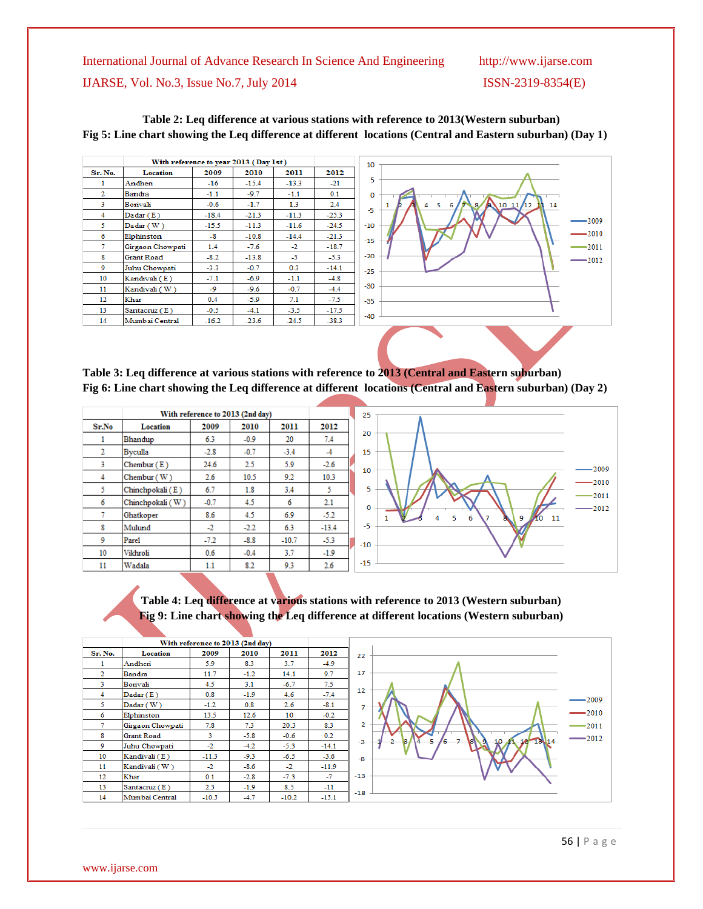**Table 2: Leq difference at various stations with reference to 2013(Western suburban)**

**Fig 5: Line chart showing the Leq difference at different locations (Central and Eastern suburban) (Day 1)**

| With reference to year 2013 ( Day 1st ) | | | | | |
|---|---|---|---|---|---|
| Sr. No. | Location | 2009 | 2010 | 2011 | 2012 |
| 1 | Andheri | -16 | -15.4 | -13.3 | -21 |
| 2 | Bandra | -1.1 | -9.7 | -1.1 | 0.1 |
| 3 | Borivali | -0.6 | -1.7 | 1.3 | 2.4 |
| 4 | Dadar ( E ) | -18.4 | -21.3 | -11.3 | -25.3 |
| 5 | Dadar ( W ) | -15.5 | -11.3 | -11.6 | -24.5 |
| 6 | Elphinston | -8 | -10.8 | -14.4 | -21.3 |
| 7 | Girgaon Chowpati | 1.4 | -7.6 | -2 | -18.7 |
| 8 | Grant Road | -8.2 | -13.8 | -5 | -5.3 |
| 9 | Juhu Chowpati | -3.3 | -0.7 | 0.3 | -14.1 |
| 10 | Kandivali ( E ) | -7.1 | -6.9 | -1.1 | -4.8 |
| 11 | Kandivali ( W ) | -9 | -9.6 | -0.7 | -4.4 |
| 12 | Khar | 0.4 | -5.9 | 7.1 | -7.5 |
| 13 | Santacruz ( E ) | -0.5 | -4.1 | -3.5 | -17.5 |
| 14 | Mumbai Central | -16.2 | -23.6 | -24.5 | -38.3 |

**Table 3: Leq difference at various stations with reference to 2013 (Central and Eastern suburban)**

**Fig 6: Line chart showing the Leq difference at different locations (Central and Eastern suburban) (Day 2)**

| With reference to 2013 (2nd day) | | | | | |
|---|---|---|---|---|---|
| Sr.No | Location | 2009 | 2010 | 2011 | 2012 |
| 1 | Bhandup | 6.3 | -0.9 | 20 | 7.4 |
| 2 | Byculla | -2.8 | -0.7 | -3.4 | -4 |
| 3 | Chembur ( E ) | 24.6 | 2.5 | 5.9 | -2.6 |
| 4 | Chembur ( W ) | 2.6 | 10.5 | 9.2 | 10.3 |
| 5 | Chinchpokali ( E ) | 6.7 | 1.8 | 3.4 | 5 |
| 6 | Chinchpokali ( W ) | -0.7 | 4.5 | 6 | 2.1 |
| 7 | Ghatkoper | 8.6 | 4.5 | 6.9 | -5.2 |
| 8 | Mulund | -2 | -2.2 | 6.3 | -13.4 |
| 9 | Parel | -7.2 | -8.8 | -10.7 | -5.3 |
| 10 | Vikhroli | 0.6 | -0.4 | 3.7 | -1.9 |
| 11 | Wadala | 1.1 | 8.2 | 9.3 | 2.6 |

**Table 4: Leq difference at various stations with reference to 2013 (Western suburban)**

**Fig 9: Line chart showing the Leq difference at different locations (Western suburban)**

| With reference to 2013 (2nd day) | | | | | |
|---|---|---|---|---|---|
| Sr. No. | Location | 2009 | 2010 | 2011 | 2012 |
| 1 | Andheri | 5.9 | 8.3 | 3.7 | -4.9 |
| 2 | Bandra | 11.7 | -1.2 | 14.1 | 9.7 |
| 3 | Borivali | 4.5 | 3.1 | -6.7 | 7.5 |
| 4 | Dadar ( E ) | 0.8 | -1.9 | 4.6 | -7.4 |
| 5 | Dadar ( W ) | -1.2 | 0.8 | 2.6 | -8.1 |
| 6 | Elphinston | 13.5 | 12.6 | 10 | -0.2 |
| 7 | Girgaon Chowpati | 7.8 | 7.3 | 20.3 | 8.3 |
| 8 | Grant Road | 3 | -5.8 | -0.6 | 0.2 |
| 9 | Juhu Chowpati | -2 | -4.2 | -5.3 | -14.1 |
| 10 | Kandivali ( E ) | -11.3 | -9.3 | -6.5 | -3.6 |
| 11 | Kandivali ( W ) | -2 | -8.6 | -2 | -11.9 |
| 12 | Khar | 0.1 | -2.8 | -7.3 | -7 |
| 13 | Santacruz ( E ) | 2.3 | -1.9 | 8.5 | -11 |
| 14 | Mumbai Central | -10.5 | -4.7 | -10.2 | -15.1 |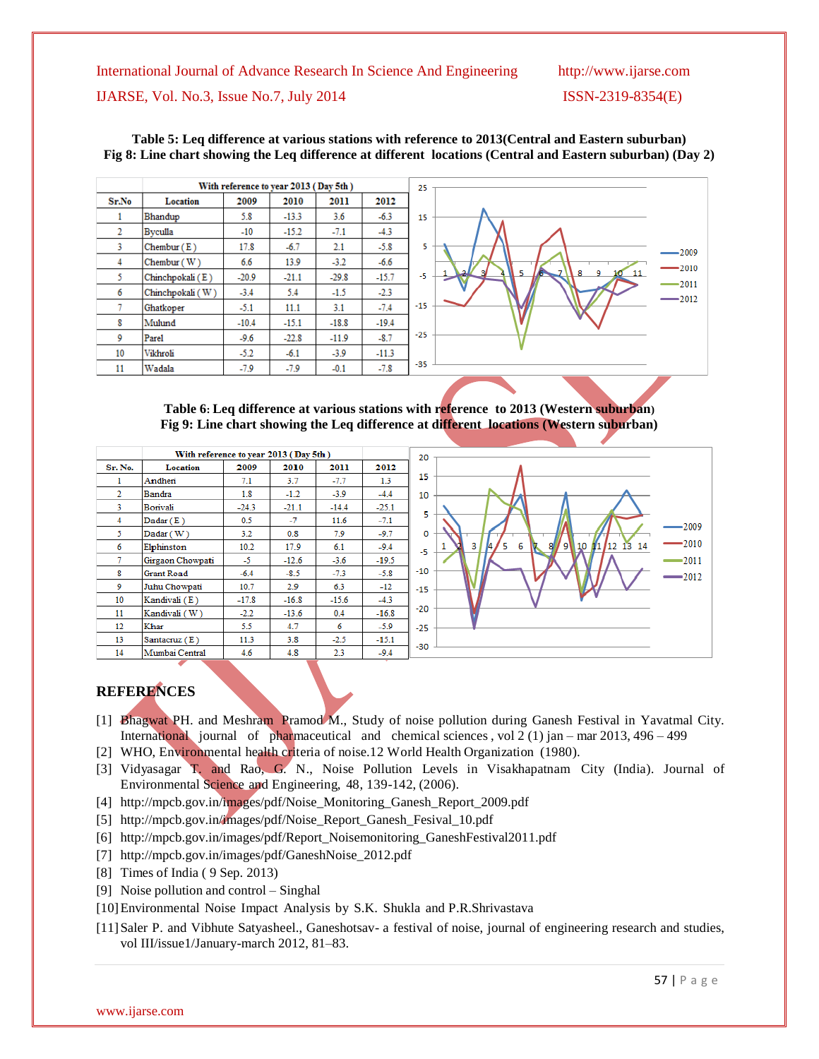**Table 5: Leq difference at various stations with reference to 2013(Central and Eastern suburban)**
**Fig 8: Line chart showing the Leq difference at different locations (Central and Eastern suburban) (Day 2)**

| | With reference to year 2013 ( Day 5th ) | | | | |
|---|---|---|---|---|---|
| Sr.No | Location | 2009 | 2010 | 2011 | 2012 |
| 1 | Bhandup | 5.8 | -13.3 | 3.6 | -6.3 |
| 2 | Byculla | -10 | -15.2 | -7.1 | -4.3 |
| 3 | Chembur ( E ) | 17.8 | -6.7 | 2.1 | -5.8 |
| 4 | Chembur ( W ) | 6.6 | 13.9 | -3.2 | -6.6 |
| 5 | Chinchpokali ( E ) | -20.9 | -21.1 | -29.8 | -15.7 |
| 6 | Chinchpokali ( W ) | -3.4 | 5.4 | -1.5 | -2.3 |
| 7 | Ghatkoper | -5.1 | 11.1 | 3.1 | -7.4 |
| 8 | Mulund | -10.4 | -15.1 | -18.8 | -19.4 |
| 9 | Parel | -9.6 | -22.8 | -11.9 | -8.7 |
| 10 | Vikhroli | -5.2 | -6.1 | -3.9 | -11.3 |
| 11 | Wadala | -7.9 | -7.9 | -0.1 | -7.8 |

25
15
5
-5
-15
-25
-35
1 2 3 4 5 6 7 8 9 10 11
2009
2010
2011
2012

**Table 6: Leq difference at various stations with reference to 2013 (Western suburban)**
**Fig 9: Line chart showing the Leq difference at different locations (Western suburban)**

| | With reference to year 2013 ( Day 5th ) | | | | |
|---|---|---|---|---|---|
| Sr. No. | Location | 2009 | 2010 | 2011 | 2012 |
| 1 | Andheri | 7.1 | 3.7 | -7.7 | 1.3 |
| 2 | Bandra | 1.8 | -1.2 | -3.9 | -4.4 |
| 3 | Borivali | -24.3 | -21.1 | -14.4 | -25.1 |
| 4 | Dadar ( E ) | 0.5 | -7 | 11.6 | -7.1 |
| 5 | Dadar ( W ) | 3.2 | 0.8 | 7.9 | -9.7 |
| 6 | Elphinston | 10.2 | 17.9 | 6.1 | -9.4 |
| 7 | Girgaon Chowpati | -5 | -12.6 | -3.6 | -19.5 |
| 8 | Grant Road | -6.4 | -8.5 | -7.3 | -5.8 |
| 9 | Juhu Chowpati | 10.7 | 2.9 | 6.3 | -12 |
| 10 | Kandivali ( E ) | -17.8 | -16.8 | -15.6 | -4.3 |
| 11 | Kandivali ( W ) | -2.2 | -13.6 | 0.4 | -16.8 |
| 12 | Khar | 5.5 | 4.7 | 6 | -5.9 |
| 13 | Santacruz ( E ) | 11.3 | 3.8 | -2.5 | -15.1 |
| 14 | Mumbai Central | 4.6 | 4.8 | 2.3 | -9.4 |

20
15
10
5
0
-5
-10
-15
-20
-25
-30
1 2 3 4 5 6 7 8 9 10 11 12 13 14
2009
2010
2011
2012

## REFERENCES

[1] Bhagwat PH. and Meshram Pramod M., Study of noise pollution during Ganesh Festival in Yavatmal City. International journal of pharmaceutical and chemical sciences , vol 2 (1) jan – mar 2013, 496 – 499

[2] WHO, Environmental health criteria of noise.12 World Health Organization (1980).

[3] Vidyasagar T. and Rao, G. N., Noise Pollution Levels in Visakhapatnam City (India). Journal of Environmental Science and Engineering, 48, 139-142, (2006).

[4] http://mpcb.gov.in/images/pdf/Noise_Monitoring_Ganesh_Report_2009.pdf

[5] http://mpcb.gov.in/images/pdf/Noise_Report_Ganesh_Fesival_10.pdf

[6] http://mpcb.gov.in/images/pdf/Report_Noisemonitoring_GaneshFestival2011.pdf

[7] http://mpcb.gov.in/images/pdf/GaneshNoise_2012.pdf

[8] Times of India ( 9 Sep. 2013)

[9] Noise pollution and control – Singhal

[10] Environmental Noise Impact Analysis by S.K. Shukla and P.R.Shrivastava

[11] Saler P. and Vibhute Satyasheel., Ganeshotsav- a festival of noise, journal of engineering research and studies, vol III/issue1/January-march 2012, 81–83.